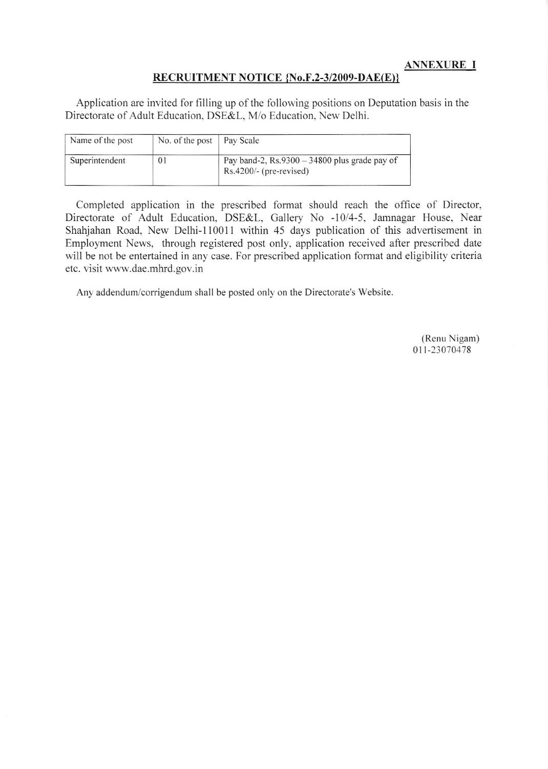**ANNEXURE I**

## RECRUITMENT NOTICE {No.F.2-3/2009-DAE(E)}

Application are invited for filling up of the following positions on Deputation basis in the Directorate of Adult Education, DSE&L, M/o Education, New Delhi.

| Name of the post | No. of the post | Pay Scale |
|---|---|---|
| Superintendent | 01 | Pay band-2, Rs.9300 – 34800 plus grade pay of Rs.4200/- (pre-revised) |

Completed application in the prescribed format should reach the office of Director, Directorate of Adult Education, DSE&L, Gallery No -10/4-5, Jamnagar House, Near Shahjahan Road, New Delhi-110011 within 45 days publication of this advertisement in Employment News, through registered post only, application received after prescribed date will be not be entertained in any case. For prescribed application format and eligibility criteria etc. visit www.dae.mhrd.gov.in

Any addendum/corrigendum shall be posted only on the Directorate's Website.

(Renu Nigam)
011-23070478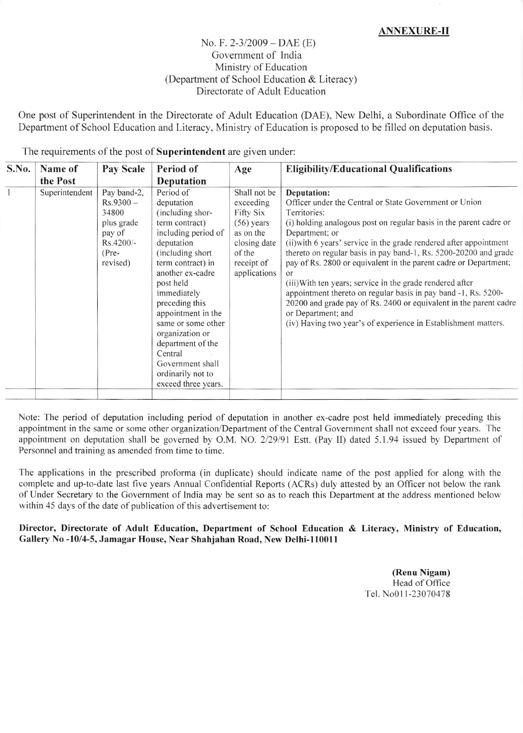**ANNEXURE-II**

No. F. 2-3/2009 – DAE (E)
Government of India
Ministry of Education
(Department of School Education & Literacy)
Directorate of Adult Education

One post of Superintendent in the Directorate of Adult Education (DAE), New Delhi, a Subordinate Office of the Department of School Education and Literacy, Ministry of Education is proposed to be filled on deputation basis.

The requirements of the post of **Superintendent** are given under:

| S.No. | Name of the Post | Pay Scale | Period of Deputation | Age | Eligibility/Educational Qualifications |
|---|---|---|---|---|---|
| 1 | Superintendent | Pay band-2, Rs.9300 – 34800 plus grade pay of Rs.4200/- (Pre-revised) | Period of deputation (including shor-term contract) including period of deputation (including short term contract) in another ex-cadre post held immediately preceding this appointment in the same or some other organization or department of the Central Government shall ordinarily not to exceed three years. | Shall not be exceeding Fifty Six (56) years as on the closing date of the receipt of applications | **Deputation:** Officer under the Central or State Government or Union Territories: (i) holding analogous post on regular basis in the parent cadre or Department; or (ii)with 6 years' service in the grade rendered after appointment thereto on regular basis in pay band-1, Rs. 5200-20200 and grade pay of Rs. 2800 or equivalent in the parent cadre or Department; or (iii)With ten years; service in the grade rendered after appointment thereto on regular basis in pay band -1, Rs. 5200-20200 and grade pay of Rs. 2400 or equivalent in the parent cadre or Department; and (iv) Having two year's of experience in Establishment matters. |
| | | | | | |

Note: The period of deputation including period of deputation in another ex-cadre post held immediately preceding this appointment in the same or some other organization/Department of the Central Government shall not exceed four years. The appointment on deputation shall be governed by O.M. NO. 2/29/91 Estt. (Pay II) dated 5.1.94 issued by Department of Personnel and training as amended from time to time.

The applications in the prescribed proforma (in duplicate) should indicate name of the post applied for along with the complete and up-to-date last five years Annual Confidential Reports (ACRs) duly attested by an Officer not below the rank of Under Secretary to the Government of India may be sent so as to reach this Department at the address mentioned below within 45 days of the date of publication of this advertisement to:

**Director, Directorate of Adult Education, Department of School Education & Literacy, Ministry of Education, Gallery No -10/4-5, Jamagar House, Near Shahjahan Road, New Delhi-110011**

**(Renu Nigam)**
Head of Office
Tel. No011-23070478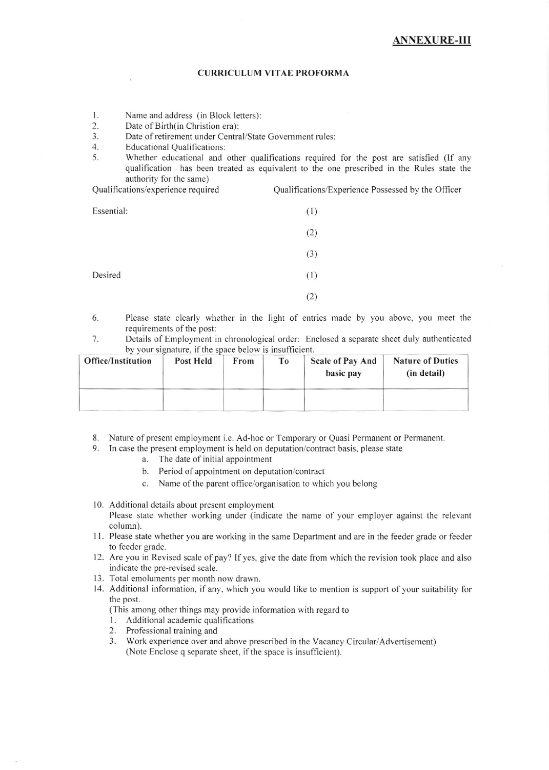**ANNEXURE-III**

**CURRICULUM VITAE PROFORMA**

1. Name and address (in Block letters):
2. Date of Birth(in Christion era):
3. Date of retirement under Central/State Government rules:
4. Educational Qualifications:
5. Whether educational and other qualifications required for the post are satisfied (If any qualification has been treated as equivalent to the one prescribed in the Rules state the authority for the same)

Qualifications/experience required — Qualifications/Experience Possessed by the Officer

Essential: (1)

(2)

(3)

Desired (1)

(2)

6. Please state clearly whether in the light of entries made by you above, you meet the requirements of the post:
7. Details of Employment in chronological order: Enclosed a separate sheet duly authenticated by your signature, if the space below is insufficient.

| Office/Institution | Post Held | From | To | Scale of Pay And basic pay | Nature of Duties (in detail) |
|---|---|---|---|---|---|
| | | | | | |

8. Nature of present employment i.e. Ad-hoc or Temporary or Quasi Permanent or Permanent.
9. In case the present employment is held on deputation/contract basis, please state
    a. The date of initial appointment
    b. Period of appointment on deputation/contract
    c. Name of the parent office/organisation to which you belong
10. Additional details about present employment
    Please state whether working under (indicate the name of your employer against the relevant column).
11. Please state whether you are working in the same Department and are in the feeder grade or feeder to feeder grade.
12. Are you in Revised scale of pay? If yes, give the date from which the revision took place and also indicate the pre-revised scale.
13. Total emoluments per month now drawn.
14. Additional information, if any, which you would like to mention is support of your suitability for the post.
    (This among other things may provide information with regard to
    1. Additional academic qualifications
    2. Professional training and
    3. Work experience over and above prescribed in the Vacancy Circular/Advertisement)
    (Note Enclose q separate sheet, if the space is insufficient).